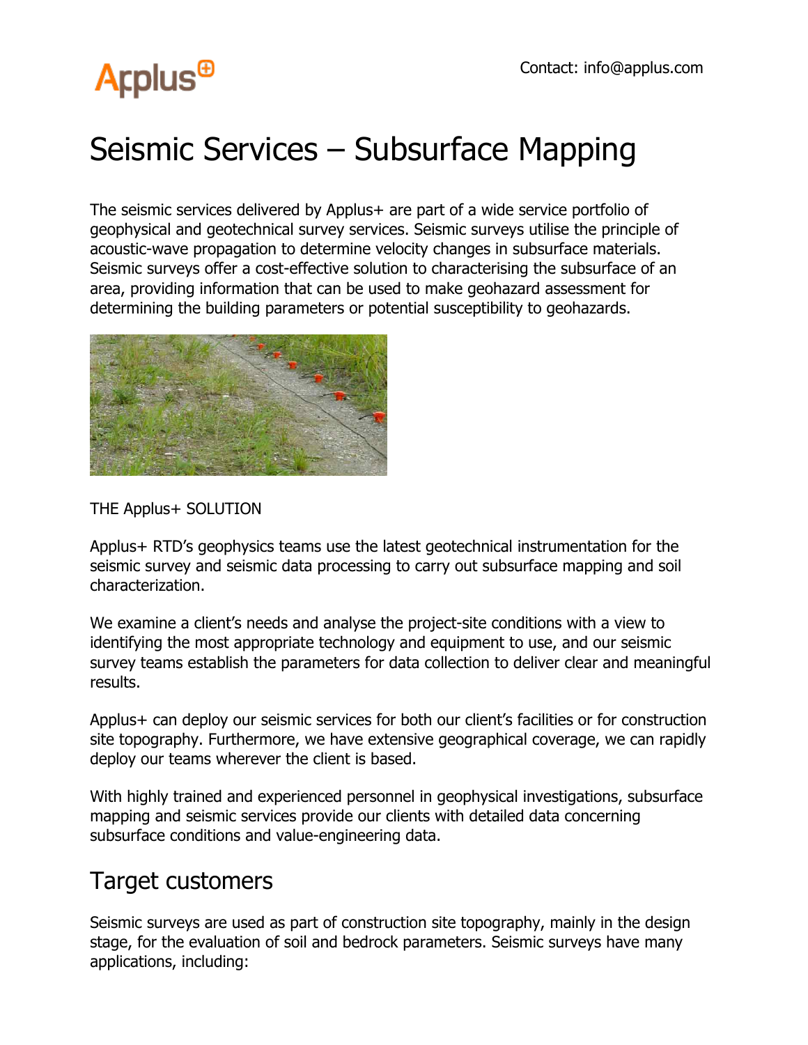Contact: info@applus.com

# Seismic Services – Subsurface Mapping

The seismic services delivered by Applus+ are part of a wide service portfolio of geophysical and geotechnical survey services. Seismic surveys utilise the principle of acoustic-wave propagation to determine velocity changes in subsurface materials. Seismic surveys offer a cost-effective solution to characterising the subsurface of an area, providing information that can be used to make geohazard assessment for determining the building parameters or potential susceptibility to geohazards.

THE Applus+ SOLUTION

Applus+ RTD's geophysics teams use the latest geotechnical instrumentation for the seismic survey and seismic data processing to carry out subsurface mapping and soil characterization.

We examine a client's needs and analyse the project-site conditions with a view to identifying the most appropriate technology and equipment to use, and our seismic survey teams establish the parameters for data collection to deliver clear and meaningful results.

Applus+ can deploy our seismic services for both our client's facilities or for construction site topography. Furthermore, we have extensive geographical coverage, we can rapidly deploy our teams wherever the client is based.

With highly trained and experienced personnel in geophysical investigations, subsurface mapping and seismic services provide our clients with detailed data concerning subsurface conditions and value-engineering data.

## Target customers

Seismic surveys are used as part of construction site topography, mainly in the design stage, for the evaluation of soil and bedrock parameters. Seismic surveys have many applications, including: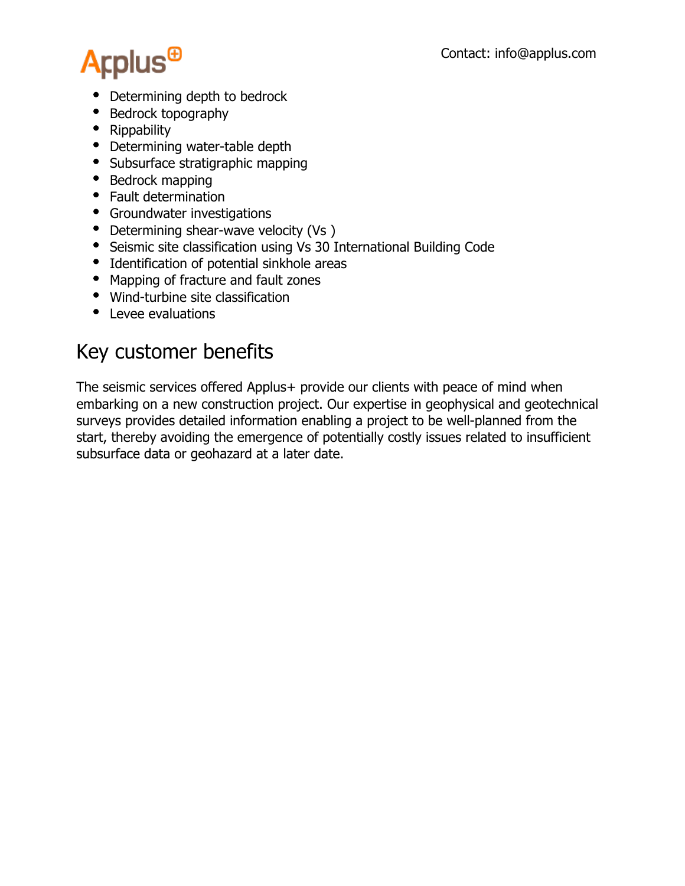- Determining depth to bedrock
- Bedrock topography
- Rippability
- Determining water-table depth
- Subsurface stratigraphic mapping
- Bedrock mapping
- Fault determination
- Groundwater investigations
- Determining shear-wave velocity (Vs )
- Seismic site classification using Vs 30 International Building Code
- Identification of potential sinkhole areas
- Mapping of fracture and fault zones
- Wind-turbine site classification
- Levee evaluations

## Key customer benefits

The seismic services offered Applus+ provide our clients with peace of mind when embarking on a new construction project. Our expertise in geophysical and geotechnical surveys provides detailed information enabling a project to be well-planned from the start, thereby avoiding the emergence of potentially costly issues related to insufficient subsurface data or geohazard at a later date.